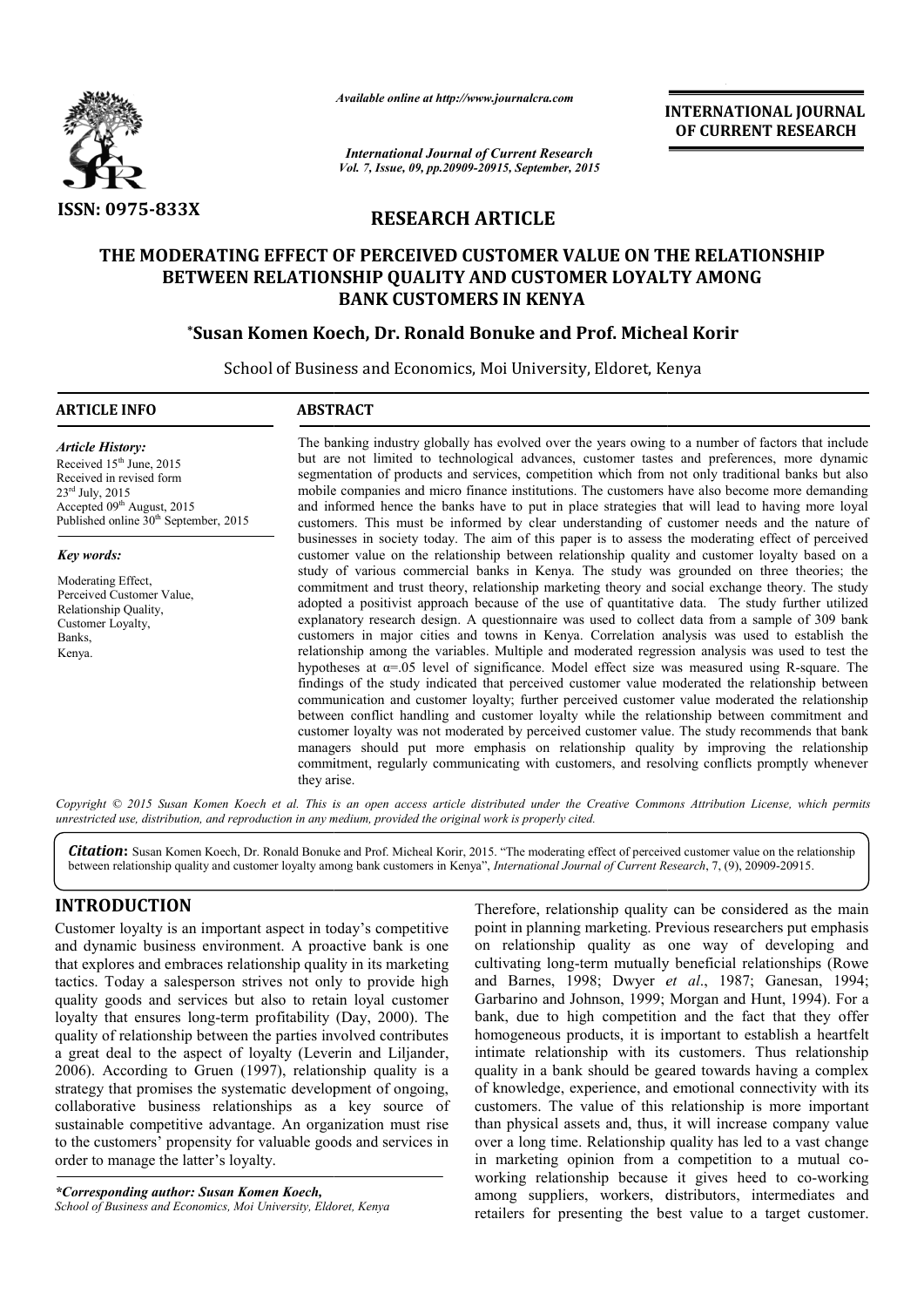ISSN: 0975-833X

*Available online at http://www.journalcra.com*

*International Journal of Current Research*
*Vol. 7, Issue, 09, pp.20909-20915, September, 2015*

**INTERNATIONAL JOURNAL OF CURRENT RESEARCH**

## RESEARCH ARTICLE

# THE MODERATING EFFECT OF PERCEIVED CUSTOMER VALUE ON THE RELATIONSHIP BETWEEN RELATIONSHIP QUALITY AND CUSTOMER LOYALTY AMONG BANK CUSTOMERS IN KENYA

**\*Susan Komen Koech, Dr. Ronald Bonuke and Prof. Micheal Korir**

School of Business and Economics, Moi University, Eldoret, Kenya

**ARTICLE INFO**

*Article History:*

Received 15th June, 2015
Received in revised form
23rd July, 2015
Accepted 09th August, 2015
Published online 30th September, 2015

*Key words:*

Moderating Effect,
Perceived Customer Value,
Relationship Quality,
Customer Loyalty,
Banks,
Kenya.

**ABSTRACT**

The banking industry globally has evolved over the years owing to a number of factors that include but are not limited to technological advances, customer tastes and preferences, more dynamic segmentation of products and services, competition which from not only traditional banks but also mobile companies and micro finance institutions. The customers have also become more demanding and informed hence the banks have to put in place strategies that will lead to having more loyal customers. This must be informed by clear understanding of customer needs and the nature of businesses in society today. The aim of this paper is to assess the moderating effect of perceived customer value on the relationship between relationship quality and customer loyalty based on a study of various commercial banks in Kenya. The study was grounded on three theories; the commitment and trust theory, relationship marketing theory and social exchange theory. The study adopted a positivist approach because of the use of quantitative data. The study further utilized explanatory research design. A questionnaire was used to collect data from a sample of 309 bank customers in major cities and towns in Kenya. Correlation analysis was used to establish the relationship among the variables. Multiple and moderated regression analysis was used to test the hypotheses at $\alpha$=.05 level of significance. Model effect size was measured using R-square. The findings of the study indicated that perceived customer value moderated the relationship between communication and customer loyalty; further perceived customer value moderated the relationship between conflict handling and customer loyalty while the relationship between commitment and customer loyalty was not moderated by perceived customer value. The study recommends that bank managers should put more emphasis on relationship quality by improving the relationship commitment, regularly communicating with customers, and resolving conflicts promptly whenever they arise.

*Copyright © 2015 Susan Komen Koech et al. This is an open access article distributed under the Creative Commons Attribution License, which permits unrestricted use, distribution, and reproduction in any medium, provided the original work is properly cited.*

***Citation*:** Susan Komen Koech, Dr. Ronald Bonuke and Prof. Micheal Korir, 2015. "The moderating effect of perceived customer value on the relationship between relationship quality and customer loyalty among bank customers in Kenya", *International Journal of Current Research*, 7, (9), 20909-20915.

## INTRODUCTION

Customer loyalty is an important aspect in today's competitive and dynamic business environment. A proactive bank is one that explores and embraces relationship quality in its marketing tactics. Today a salesperson strives not only to provide high quality goods and services but also to retain loyal customer loyalty that ensures long-term profitability (Day, 2000). The quality of relationship between the parties involved contributes a great deal to the aspect of loyalty (Leverin and Liljander, 2006). According to Gruen (1997), relationship quality is a strategy that promises the systematic development of ongoing, collaborative business relationships as a key source of sustainable competitive advantage. An organization must rise to the customers' propensity for valuable goods and services in order to manage the latter's loyalty.

Therefore, relationship quality can be considered as the main point in planning marketing. Previous researchers put emphasis on relationship quality as one way of developing and cultivating long-term mutually beneficial relationships (Rowe and Barnes, 1998; Dwyer *et al*., 1987; Ganesan, 1994; Garbarino and Johnson, 1999; Morgan and Hunt, 1994). For a bank, due to high competition and the fact that they offer homogeneous products, it is important to establish a heartfelt intimate relationship with its customers. Thus relationship quality in a bank should be geared towards having a complex of knowledge, experience, and emotional connectivity with its customers. The value of this relationship is more important than physical assets and, thus, it will increase company value over a long time. Relationship quality has led to a vast change in marketing opinion from a competition to a mutual co-working relationship because it gives heed to co-working among suppliers, workers, distributors, intermediates and retailers for presenting the best value to a target customer.

*\*Corresponding author: Susan Komen Koech,*
*School of Business and Economics, Moi University, Eldoret, Kenya*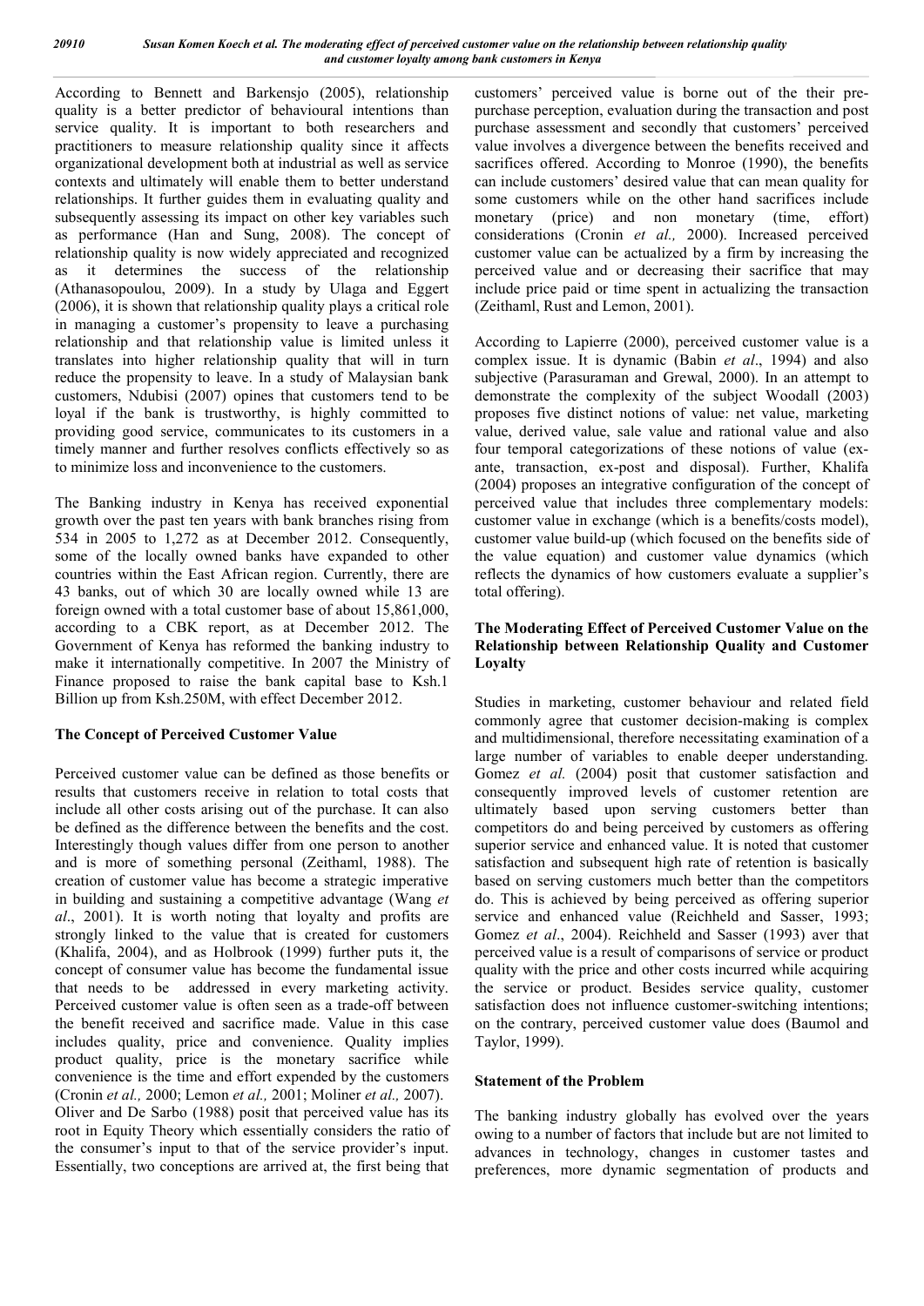According to Bennett and Barkensjo (2005), relationship quality is a better predictor of behavioural intentions than service quality. It is important to both researchers and practitioners to measure relationship quality since it affects organizational development both at industrial as well as service contexts and ultimately will enable them to better understand relationships. It further guides them in evaluating quality and subsequently assessing its impact on other key variables such as performance (Han and Sung, 2008). The concept of relationship quality is now widely appreciated and recognized as it determines the success of the relationship (Athanasopoulou, 2009). In a study by Ulaga and Eggert (2006), it is shown that relationship quality plays a critical role in managing a customer's propensity to leave a purchasing relationship and that relationship value is limited unless it translates into higher relationship quality that will in turn reduce the propensity to leave. In a study of Malaysian bank customers, Ndubisi (2007) opines that customers tend to be loyal if the bank is trustworthy, is highly committed to providing good service, communicates to its customers in a timely manner and further resolves conflicts effectively so as to minimize loss and inconvenience to the customers.

The Banking industry in Kenya has received exponential growth over the past ten years with bank branches rising from 534 in 2005 to 1,272 as at December 2012. Consequently, some of the locally owned banks have expanded to other countries within the East African region. Currently, there are 43 banks, out of which 30 are locally owned while 13 are foreign owned with a total customer base of about 15,861,000, according to a CBK report, as at December 2012. The Government of Kenya has reformed the banking industry to make it internationally competitive. In 2007 the Ministry of Finance proposed to raise the bank capital base to Ksh.1 Billion up from Ksh.250M, with effect December 2012.

## The Concept of Perceived Customer Value

Perceived customer value can be defined as those benefits or results that customers receive in relation to total costs that include all other costs arising out of the purchase. It can also be defined as the difference between the benefits and the cost. Interestingly though values differ from one person to another and is more of something personal (Zeithaml, 1988). The creation of customer value has become a strategic imperative in building and sustaining a competitive advantage (Wang *et al*., 2001). It is worth noting that loyalty and profits are strongly linked to the value that is created for customers (Khalifa, 2004), and as Holbrook (1999) further puts it, the concept of consumer value has become the fundamental issue that needs to be addressed in every marketing activity. Perceived customer value is often seen as a trade-off between the benefit received and sacrifice made. Value in this case includes quality, price and convenience. Quality implies product quality, price is the monetary sacrifice while convenience is the time and effort expended by the customers (Cronin *et al.,* 2000; Lemon *et al.,* 2001; Moliner *et al.,* 2007). Oliver and De Sarbo (1988) posit that perceived value has its root in Equity Theory which essentially considers the ratio of the consumer's input to that of the service provider's input. Essentially, two conceptions are arrived at, the first being that customers' perceived value is borne out of the their pre-purchase perception, evaluation during the transaction and post purchase assessment and secondly that customers' perceived value involves a divergence between the benefits received and sacrifices offered. According to Monroe (1990), the benefits can include customers' desired value that can mean quality for some customers while on the other hand sacrifices include monetary (price) and non monetary (time, effort) considerations (Cronin *et al.,* 2000). Increased perceived customer value can be actualized by a firm by increasing the perceived value and or decreasing their sacrifice that may include price paid or time spent in actualizing the transaction (Zeithaml, Rust and Lemon, 2001).

According to Lapierre (2000), perceived customer value is a complex issue. It is dynamic (Babin *et al*., 1994) and also subjective (Parasuraman and Grewal, 2000). In an attempt to demonstrate the complexity of the subject Woodall (2003) proposes five distinct notions of value: net value, marketing value, derived value, sale value and rational value and also four temporal categorizations of these notions of value (ex-ante, transaction, ex-post and disposal). Further, Khalifa (2004) proposes an integrative configuration of the concept of perceived value that includes three complementary models: customer value in exchange (which is a benefits/costs model), customer value build-up (which focused on the benefits side of the value equation) and customer value dynamics (which reflects the dynamics of how customers evaluate a supplier's total offering).

## The Moderating Effect of Perceived Customer Value on the Relationship between Relationship Quality and Customer Loyalty

Studies in marketing, customer behaviour and related field commonly agree that customer decision-making is complex and multidimensional, therefore necessitating examination of a large number of variables to enable deeper understanding. Gomez *et al.* (2004) posit that customer satisfaction and consequently improved levels of customer retention are ultimately based upon serving customers better than competitors do and being perceived by customers as offering superior service and enhanced value. It is noted that customer satisfaction and subsequent high rate of retention is basically based on serving customers much better than the competitors do. This is achieved by being perceived as offering superior service and enhanced value (Reichheld and Sasser, 1993; Gomez *et al*., 2004). Reichheld and Sasser (1993) aver that perceived value is a result of comparisons of service or product quality with the price and other costs incurred while acquiring the service or product. Besides service quality, customer satisfaction does not influence customer-switching intentions; on the contrary, perceived customer value does (Baumol and Taylor, 1999).

## Statement of the Problem

The banking industry globally has evolved over the years owing to a number of factors that include but are not limited to advances in technology, changes in customer tastes and preferences, more dynamic segmentation of products and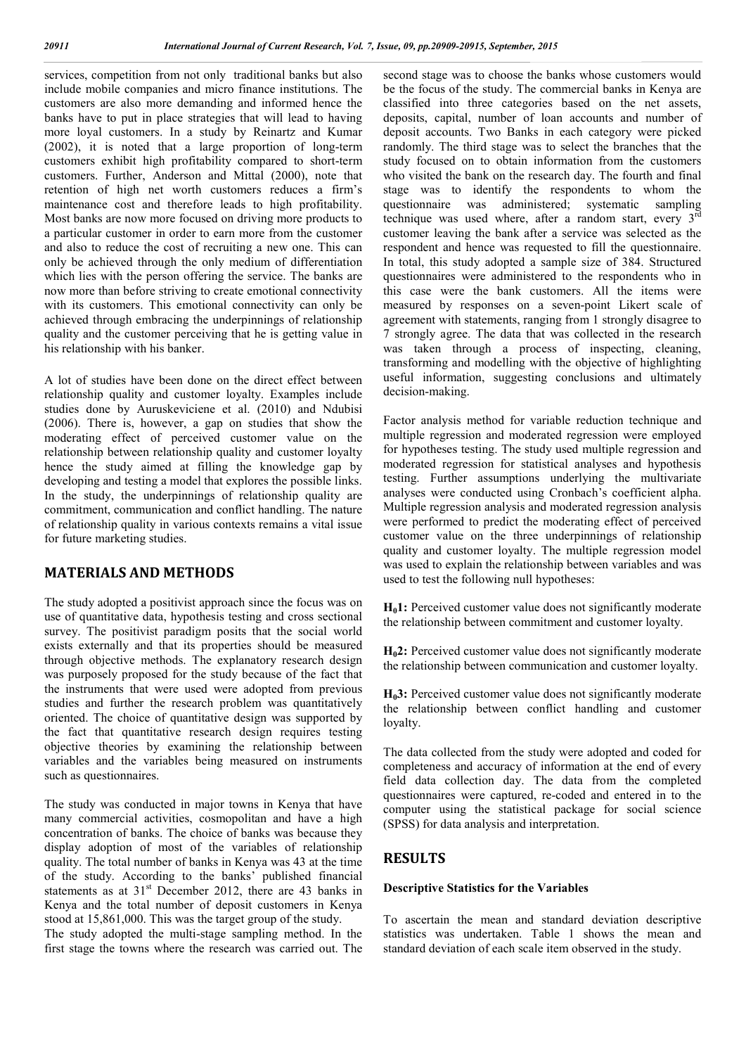services, competition from not only traditional banks but also include mobile companies and micro finance institutions. The customers are also more demanding and informed hence the banks have to put in place strategies that will lead to having more loyal customers. In a study by Reinartz and Kumar (2002), it is noted that a large proportion of long-term customers exhibit high profitability compared to short-term customers. Further, Anderson and Mittal (2000), note that retention of high net worth customers reduces a firm's maintenance cost and therefore leads to high profitability. Most banks are now more focused on driving more products to a particular customer in order to earn more from the customer and also to reduce the cost of recruiting a new one. This can only be achieved through the only medium of differentiation which lies with the person offering the service. The banks are now more than before striving to create emotional connectivity with its customers. This emotional connectivity can only be achieved through embracing the underpinnings of relationship quality and the customer perceiving that he is getting value in his relationship with his banker.

A lot of studies have been done on the direct effect between relationship quality and customer loyalty. Examples include studies done by Auruskeviciene et al. (2010) and Ndubisi (2006). There is, however, a gap on studies that show the moderating effect of perceived customer value on the relationship between relationship quality and customer loyalty hence the study aimed at filling the knowledge gap by developing and testing a model that explores the possible links. In the study, the underpinnings of relationship quality are commitment, communication and conflict handling. The nature of relationship quality in various contexts remains a vital issue for future marketing studies.

## MATERIALS AND METHODS

The study adopted a positivist approach since the focus was on use of quantitative data, hypothesis testing and cross sectional survey. The positivist paradigm posits that the social world exists externally and that its properties should be measured through objective methods. The explanatory research design was purposely proposed for the study because of the fact that the instruments that were used were adopted from previous studies and further the research problem was quantitatively oriented. The choice of quantitative design was supported by the fact that quantitative research design requires testing objective theories by examining the relationship between variables and the variables being measured on instruments such as questionnaires.

The study was conducted in major towns in Kenya that have many commercial activities, cosmopolitan and have a high concentration of banks. The choice of banks was because they display adoption of most of the variables of relationship quality. The total number of banks in Kenya was 43 at the time of the study. According to the banks' published financial statements as at 31st December 2012, there are 43 banks in Kenya and the total number of deposit customers in Kenya stood at 15,861,000. This was the target group of the study.

The study adopted the multi-stage sampling method. In the first stage the towns where the research was carried out. The second stage was to choose the banks whose customers would be the focus of the study. The commercial banks in Kenya are classified into three categories based on the net assets, deposits, capital, number of loan accounts and number of deposit accounts. Two Banks in each category were picked randomly. The third stage was to select the branches that the study focused on to obtain information from the customers who visited the bank on the research day. The fourth and final stage was to identify the respondents to whom the questionnaire was administered; systematic sampling technique was used where, after a random start, every 3rd customer leaving the bank after a service was selected as the respondent and hence was requested to fill the questionnaire. In total, this study adopted a sample size of 384. Structured questionnaires were administered to the respondents who in this case were the bank customers. All the items were measured by responses on a seven-point Likert scale of agreement with statements, ranging from 1 strongly disagree to 7 strongly agree. The data that was collected in the research was taken through a process of inspecting, cleaning, transforming and modelling with the objective of highlighting useful information, suggesting conclusions and ultimately decision-making.

Factor analysis method for variable reduction technique and multiple regression and moderated regression were employed for hypotheses testing. The study used multiple regression and moderated regression for statistical analyses and hypothesis testing. Further assumptions underlying the multivariate analyses were conducted using Cronbach's coefficient alpha. Multiple regression analysis and moderated regression analysis were performed to predict the moderating effect of perceived customer value on the three underpinnings of relationship quality and customer loyalty. The multiple regression model was used to explain the relationship between variables and was used to test the following null hypotheses:

**$H_0$1:** Perceived customer value does not significantly moderate the relationship between commitment and customer loyalty.

**$H_0$2:** Perceived customer value does not significantly moderate the relationship between communication and customer loyalty.

**$H_0$3:** Perceived customer value does not significantly moderate the relationship between conflict handling and customer loyalty.

The data collected from the study were adopted and coded for completeness and accuracy of information at the end of every field data collection day. The data from the completed questionnaires were captured, re-coded and entered in to the computer using the statistical package for social science (SPSS) for data analysis and interpretation.

## RESULTS

### Descriptive Statistics for the Variables

To ascertain the mean and standard deviation descriptive statistics was undertaken. Table 1 shows the mean and standard deviation of each scale item observed in the study.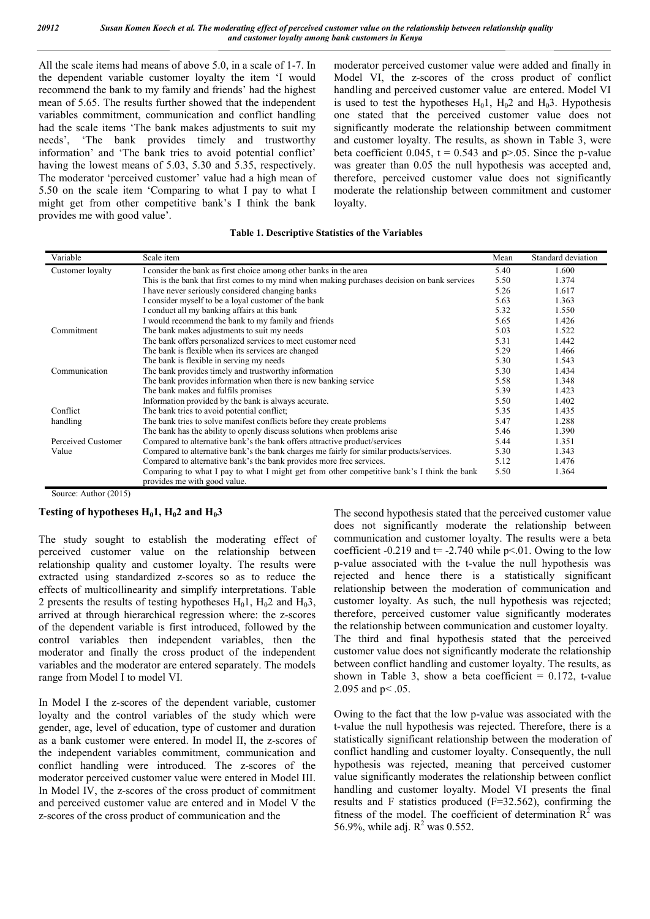All the scale items had means of above 5.0, in a scale of 1-7. In the dependent variable customer loyalty the item 'I would recommend the bank to my family and friends' had the highest mean of 5.65. The results further showed that the independent variables commitment, communication and conflict handling had the scale items 'The bank makes adjustments to suit my needs', 'The bank provides timely and trustworthy information' and 'The bank tries to avoid potential conflict' having the lowest means of 5.03, 5.30 and 5.35, respectively. The moderator 'perceived customer' value had a high mean of 5.50 on the scale item 'Comparing to what I pay to what I might get from other competitive bank's I think the bank provides me with good value'.

moderator perceived customer value were added and finally in Model VI, the z-scores of the cross product of conflict handling and perceived customer value are entered. Model VI is used to test the hypotheses $H_01$, $H_02$ and $H_03$. Hypothesis one stated that the perceived customer value does not significantly moderate the relationship between commitment and customer loyalty. The results, as shown in Table 3, were beta coefficient 0.045, $t = 0.543$ and $p > .05$. Since the p-value was greater than 0.05 the null hypothesis was accepted and, therefore, perceived customer value does not significantly moderate the relationship between commitment and customer loyalty.

**Table 1. Descriptive Statistics of the Variables**

| Variable | Scale item | Mean | Standard deviation |
|---|---|---|---|
| Customer loyalty | I consider the bank as first choice among other banks in the area | 5.40 | 1.600 |
| | This is the bank that first comes to my mind when making purchases decision on bank services | 5.50 | 1.374 |
| | I have never seriously considered changing banks | 5.26 | 1.617 |
| | I consider myself to be a loyal customer of the bank | 5.63 | 1.363 |
| | I conduct all my banking affairs at this bank | 5.32 | 1.550 |
| | I would recommend the bank to my family and friends | 5.65 | 1.426 |
| Commitment | The bank makes adjustments to suit my needs | 5.03 | 1.522 |
| | The bank offers personalized services to meet customer need | 5.31 | 1.442 |
| | The bank is flexible when its services are changed | 5.29 | 1.466 |
| | The bank is flexible in serving my needs | 5.30 | 1.543 |
| Communication | The bank provides timely and trustworthy information | 5.30 | 1.434 |
| | The bank provides information when there is new banking service | 5.58 | 1.348 |
| | The bank makes and fulfils promises | 5.39 | 1.423 |
| | Information provided by the bank is always accurate. | 5.50 | 1.402 |
| Conflict handling | The bank tries to avoid potential conflict; | 5.35 | 1.435 |
| | The bank tries to solve manifest conflicts before they create problems | 5.47 | 1.288 |
| | The bank has the ability to openly discuss solutions when problems arise | 5.46 | 1.390 |
| Perceived Customer Value | Compared to alternative bank's the bank offers attractive product/services | 5.44 | 1.351 |
| | Compared to alternative bank's the bank charges me fairly for similar products/services. | 5.30 | 1.343 |
| | Compared to alternative bank's the bank provides more free services. | 5.12 | 1.476 |
| | Comparing to what I pay to what I might get from other competitive bank's I think the bank provides me with good value. | 5.50 | 1.364 |

Source: Author (2015)

### Testing of hypotheses $H_01$, $H_02$ and $H_03$

The study sought to establish the moderating effect of perceived customer value on the relationship between relationship quality and customer loyalty. The results were extracted using standardized z-scores so as to reduce the effects of multicollinearity and simplify interpretations. Table 2 presents the results of testing hypotheses $H_01$, $H_02$ and $H_03$, arrived at through hierarchical regression where: the z-scores of the dependent variable is first introduced, followed by the control variables then independent variables, then the moderator and finally the cross product of the independent variables and the moderator are entered separately. The models range from Model I to model VI.

In Model I the z-scores of the dependent variable, customer loyalty and the control variables of the study which were gender, age, level of education, type of customer and duration as a bank customer were entered. In model II, the z-scores of the independent variables commitment, communication and conflict handling were introduced. The z-scores of the moderator perceived customer value were entered in Model III. In Model IV, the z-scores of the cross product of commitment and perceived customer value are entered and in Model V the z-scores of the cross product of communication and the

The second hypothesis stated that the perceived customer value does not significantly moderate the relationship between communication and customer loyalty. The results were a beta coefficient -0.219 and $t = -2.740$ while $p < .01$. Owing to the low p-value associated with the t-value the null hypothesis was rejected and hence there is a statistically significant relationship between the moderation of communication and customer loyalty. As such, the null hypothesis was rejected; therefore, perceived customer value significantly moderates the relationship between communication and customer loyalty. The third and final hypothesis stated that the perceived customer value does not significantly moderate the relationship between conflict handling and customer loyalty. The results, as shown in Table 3, show a beta coefficient = 0.172, t-value 2.095 and $p < .05$.

Owing to the fact that the low p-value was associated with the t-value the null hypothesis was rejected. Therefore, there is a statistically significant relationship between the moderation of conflict handling and customer loyalty. Consequently, the null hypothesis was rejected, meaning that perceived customer value significantly moderates the relationship between conflict handling and customer loyalty. Model VI presents the final results and F statistics produced ($F=32.562$), confirming the fitness of the model. The coefficient of determination $R^2$ was 56.9%, while adj. $R^2$ was 0.552.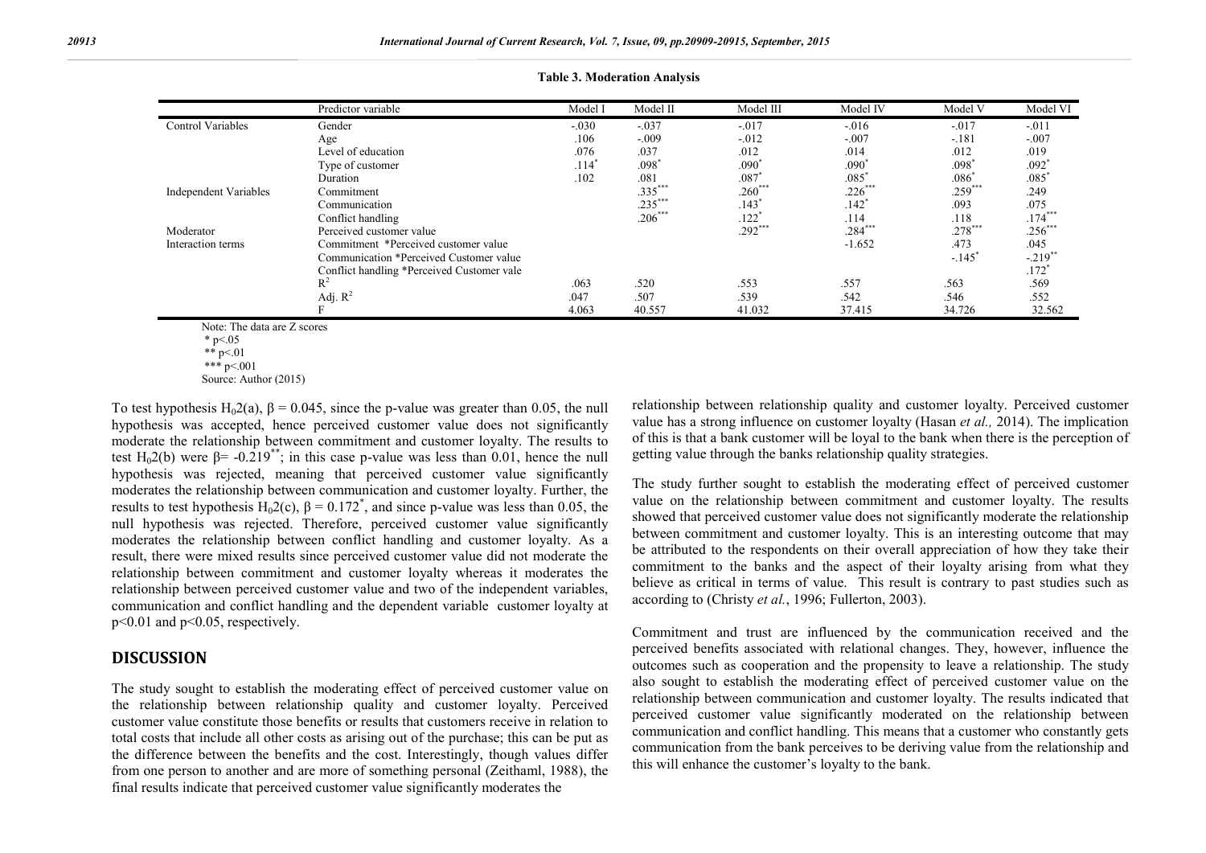**Table 3. Moderation Analysis**

| | Predictor variable | Model I | Model II | Model III | Model IV | Model V | Model VI |
|---|---|---|---|---|---|---|---|
| Control Variables | Gender | -.030 | -.037 | -.017 | -.016 | -.017 | -.011 |
| | Age | .106 | -.009 | -.012 | -.007 | -.181 | -.007 |
| | Level of education | .076 | .037 | .012 | .014 | .012 | .019 |
| | Type of customer | .114* | .098* | .090* | .090* | .098* | .092* |
| | Duration | .102 | .081 | .087* | .085* | .086* | .085* |
| Independent Variables | Commitment | | .335*** | .260*** | .226*** | .259*** | .249 |
| | Communication | | .235*** | .143* | .142* | .093 | .075 |
| | Conflict handling | | .206*** | .122* | .114 | .118 | .174*** |
| Moderator | Perceived customer value | | | .292*** | .284*** | .278*** | .256*** |
| Interaction terms | Commitment *Perceived customer value | | | | -1.652 | .473 | .045 |
| | Communication *Perceived Customer value | | | | | -.145* | -.219** |
| | Conflict handling *Perceived Customer vale | | | | | | .172* |
| | $R^2$ | .063 | .520 | .553 | .557 | .563 | .569 |
| | Adj. $R^2$ | .047 | .507 | .539 | .542 | .546 | .552 |
| | F | 4.063 | 40.557 | 41.032 | 37.415 | 34.726 | 32.562 |

Note: The data are Z scores
* p<.05
** p<.01
*** p<.001
Source: Author (2015)

To test hypothesis $H_02(a)$, $\beta = 0.045$, since the p-value was greater than 0.05, the null hypothesis was accepted, hence perceived customer value does not significantly moderate the relationship between commitment and customer loyalty. The results to test $H_02(b)$ were $\beta = -0.219^{**}$; in this case p-value was less than 0.01, hence the null hypothesis was rejected, meaning that perceived customer value significantly moderates the relationship between communication and customer loyalty. Further, the results to test hypothesis $H_02(c)$, $\beta = 0.172^{*}$, and since p-value was less than 0.05, the null hypothesis was rejected. Therefore, perceived customer value significantly moderates the relationship between conflict handling and customer loyalty. As a result, there were mixed results since perceived customer value did not moderate the relationship between commitment and customer loyalty whereas it moderates the relationship between perceived customer value and two of the independent variables, communication and conflict handling and the dependent variable customer loyalty at $p<0.01$ and $p<0.05$, respectively.

## DISCUSSION

The study sought to establish the moderating effect of perceived customer value on the relationship between relationship quality and customer loyalty. Perceived customer value constitute those benefits or results that customers receive in relation to total costs that include all other costs as arising out of the purchase; this can be put as the difference between the benefits and the cost. Interestingly, though values differ from one person to another and are more of something personal (Zeithaml, 1988), the final results indicate that perceived customer value significantly moderates the relationship between relationship quality and customer loyalty. Perceived customer value has a strong influence on customer loyalty (Hasan *et al.,* 2014). The implication of this is that a bank customer will be loyal to the bank when there is the perception of getting value through the banks relationship quality strategies.

The study further sought to establish the moderating effect of perceived customer value on the relationship between commitment and customer loyalty. The results showed that perceived customer value does not significantly moderate the relationship between commitment and customer loyalty. This is an interesting outcome that may be attributed to the respondents on their overall appreciation of how they take their commitment to the banks and the aspect of their loyalty arising from what they believe as critical in terms of value. This result is contrary to past studies such as according to (Christy *et al.*, 1996; Fullerton, 2003).

Commitment and trust are influenced by the communication received and the perceived benefits associated with relational changes. They, however, influence the outcomes such as cooperation and the propensity to leave a relationship. The study also sought to establish the moderating effect of perceived customer value on the relationship between communication and customer loyalty. The results indicated that perceived customer value significantly moderated on the relationship between communication and conflict handling. This means that a customer who constantly gets communication from the bank perceives to be deriving value from the relationship and this will enhance the customer's loyalty to the bank.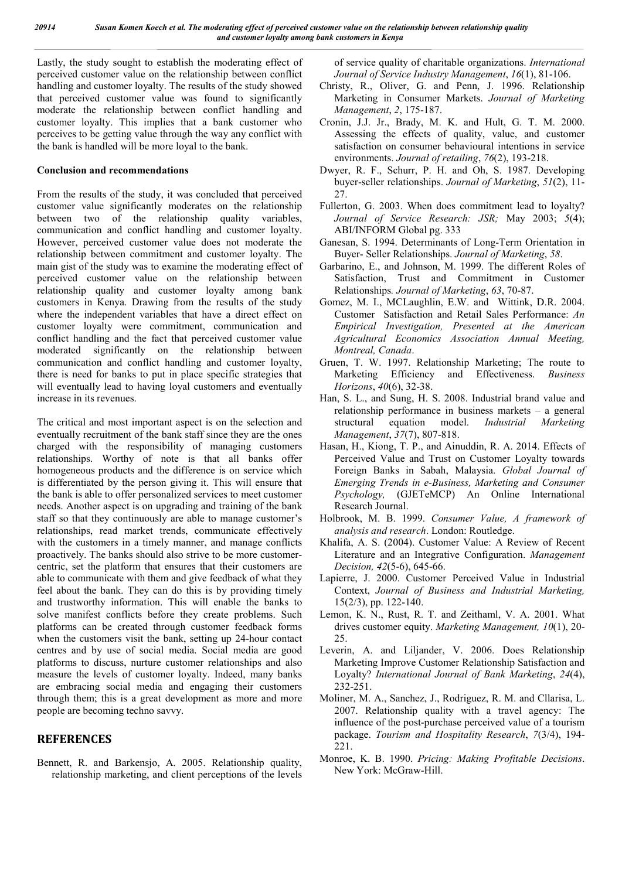Lastly, the study sought to establish the moderating effect of perceived customer value on the relationship between conflict handling and customer loyalty. The results of the study showed that perceived customer value was found to significantly moderate the relationship between conflict handling and customer loyalty. This implies that a bank customer who perceives to be getting value through the way any conflict with the bank is handled will be more loyal to the bank.

#### Conclusion and recommendations

From the results of the study, it was concluded that perceived customer value significantly moderates on the relationship between two of the relationship quality variables, communication and conflict handling and customer loyalty. However, perceived customer value does not moderate the relationship between commitment and customer loyalty. The main gist of the study was to examine the moderating effect of perceived customer value on the relationship between relationship quality and customer loyalty among bank customers in Kenya. Drawing from the results of the study where the independent variables that have a direct effect on customer loyalty were commitment, communication and conflict handling and the fact that perceived customer value moderated significantly on the relationship between communication and conflict handling and customer loyalty, there is need for banks to put in place specific strategies that will eventually lead to having loyal customers and eventually increase in its revenues.

The critical and most important aspect is on the selection and eventually recruitment of the bank staff since they are the ones charged with the responsibility of managing customers relationships. Worthy of note is that all banks offer homogeneous products and the difference is on service which is differentiated by the person giving it. This will ensure that the bank is able to offer personalized services to meet customer needs. Another aspect is on upgrading and training of the bank staff so that they continuously are able to manage customer's relationships, read market trends, communicate effectively with the customers in a timely manner, and manage conflicts proactively. The banks should also strive to be more customer-centric, set the platform that ensures that their customers are able to communicate with them and give feedback of what they feel about the bank. They can do this is by providing timely and trustworthy information. This will enable the banks to solve manifest conflicts before they create problems. Such platforms can be created through customer feedback forms when the customers visit the bank, setting up 24-hour contact centres and by use of social media. Social media are good platforms to discuss, nurture customer relationships and also measure the levels of customer loyalty. Indeed, many banks are embracing social media and engaging their customers through them; this is a great development as more and more people are becoming techno savvy.

## REFERENCES

Bennett, R. and Barkensjo, A. 2005. Relationship quality, relationship marketing, and client perceptions of the levels of service quality of charitable organizations. *International Journal of Service Industry Management*, *16*(1), 81-106.

Christy, R., Oliver, G. and Penn, J. 1996. Relationship Marketing in Consumer Markets. *Journal of Marketing Management*, *2*, 175-187.

Cronin, J.J. Jr., Brady, M. K. and Hult, G. T. M. 2000. Assessing the effects of quality, value, and customer satisfaction on consumer behavioural intentions in service environments. *Journal of retailing*, *76*(2), 193-218.

Dwyer, R. F., Schurr, P. H. and Oh, S. 1987. Developing buyer-seller relationships. *Journal of Marketing*, *51*(2), 11-27.

Fullerton, G. 2003. When does commitment lead to loyalty? *Journal of Service Research: JSR;* May 2003; *5*(4); ABI/INFORM Global pg. 333

Ganesan, S. 1994. Determinants of Long-Term Orientation in Buyer- Seller Relationships. *Journal of Marketing*, *58*.

Garbarino, E., and Johnson, M. 1999. The different Roles of Satisfaction, Trust and Commitment in Customer Relationships*. Journal of Marketing*, *63*, 70-87.

Gomez, M. I., MCLaughlin, E.W. and Wittink, D.R. 2004. Customer Satisfaction and Retail Sales Performance: *An Empirical Investigation, Presented at the American Agricultural Economics Association Annual Meeting, Montreal, Canada*.

Gruen, T. W. 1997. Relationship Marketing; The route to Marketing Efficiency and Effectiveness. *Business Horizons*, *40*(6), 32-38.

Han, S. L., and Sung, H. S. 2008. Industrial brand value and relationship performance in business markets – a general structural equation model. *Industrial Marketing Management*, *37*(7), 807-818.

Hasan, H., Kiong, T. P., and Ainuddin, R. A. 2014. Effects of Perceived Value and Trust on Customer Loyalty towards Foreign Banks in Sabah, Malaysia. *Global Journal of Emerging Trends in e-Business, Marketing and Consumer Psychology,* (GJETeMCP) An Online International Research Journal.

Holbrook, M. B. 1999. *Consumer Value, A framework of analysis and research*. London: Routledge.

Khalifa, A. S. (2004). Customer Value: A Review of Recent Literature and an Integrative Configuration. *Management Decision, 42*(5-6), 645-66.

Lapierre, J. 2000. Customer Perceived Value in Industrial Context, *Journal of Business and Industrial Marketing,* 15(2/3), pp. 122-140.

Lemon, K. N., Rust, R. T. and Zeithaml, V. A. 2001. What drives customer equity. *Marketing Management, 10*(1), 20-25.

Leverin, A. and Liljander, V. 2006. Does Relationship Marketing Improve Customer Relationship Satisfaction and Loyalty? *International Journal of Bank Marketing*, *24*(4), 232-251.

Moliner, M. A., Sanchez, J., Rodriguez, R. M. and Cllarisa, L. 2007. Relationship quality with a travel agency: The influence of the post-purchase perceived value of a tourism package. *Tourism and Hospitality Research*, *7*(3/4), 194-221.

Monroe, K. B. 1990. *Pricing: Making Profitable Decisions*. New York: McGraw-Hill.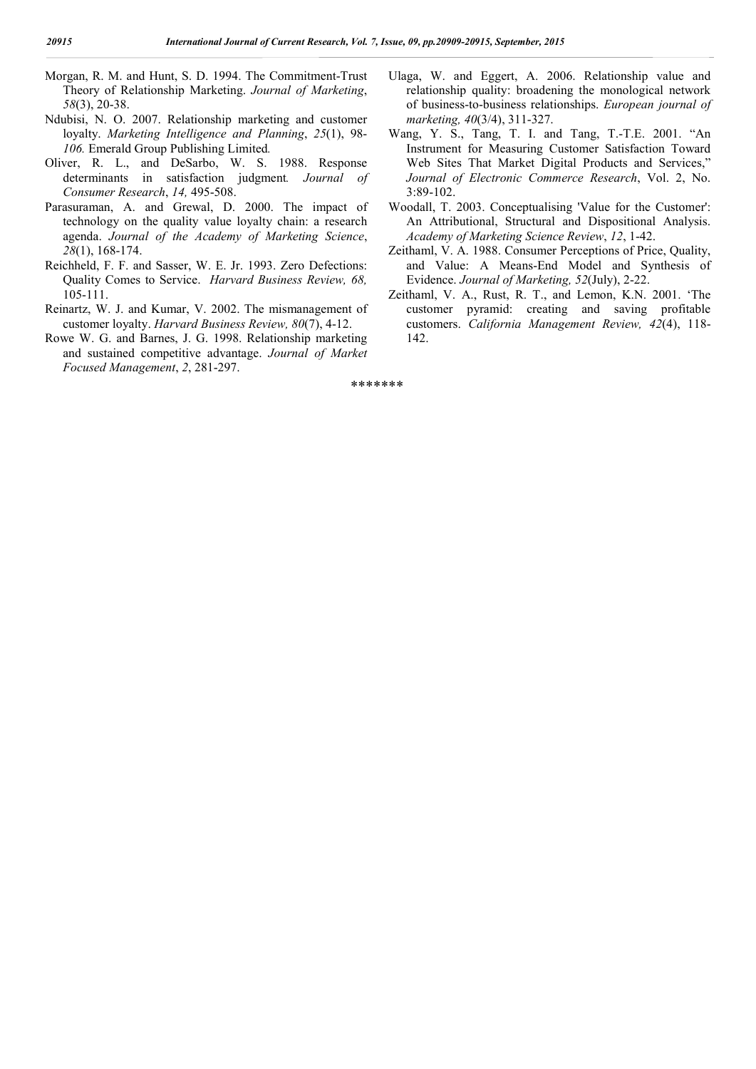Morgan, R. M. and Hunt, S. D. 1994. The Commitment-Trust Theory of Relationship Marketing. *Journal of Marketing*, *58*(3), 20-38.

Ndubisi, N. O. 2007. Relationship marketing and customer loyalty. *Marketing Intelligence and Planning*, *25*(1), 98-*106.* Emerald Group Publishing Limited*.*

Oliver, R. L., and DeSarbo, W. S. 1988. Response determinants in satisfaction judgment*. Journal of Consumer Research*, *14,* 495-508.

Parasuraman, A. and Grewal, D. 2000. The impact of technology on the quality value loyalty chain: a research agenda. *Journal of the Academy of Marketing Science*, *28*(1), 168-174.

Reichheld, F. F. and Sasser, W. E. Jr. 1993. Zero Defections: Quality Comes to Service. *Harvard Business Review, 68,* 105-111.

Reinartz, W. J. and Kumar, V. 2002. The mismanagement of customer loyalty. *Harvard Business Review, 80*(7), 4-12.

Rowe W. G. and Barnes, J. G. 1998. Relationship marketing and sustained competitive advantage. *Journal of Market Focused Management*, *2*, 281-297.

Ulaga, W. and Eggert, A. 2006. Relationship value and relationship quality: broadening the monological network of business-to-business relationships. *European journal of marketing, 40*(3/4), 311-327.

Wang, Y. S., Tang, T. I. and Tang, T.-T.E. 2001. "An Instrument for Measuring Customer Satisfaction Toward Web Sites That Market Digital Products and Services," *Journal of Electronic Commerce Research*, Vol. 2, No. 3:89-102.

Woodall, T. 2003. Conceptualising 'Value for the Customer': An Attributional, Structural and Dispositional Analysis. *Academy of Marketing Science Review*, *12*, 1-42.

Zeithaml, V. A. 1988. Consumer Perceptions of Price, Quality, and Value: A Means-End Model and Synthesis of Evidence. *Journal of Marketing, 52*(July), 2-22.

Zeithaml, V. A., Rust, R. T., and Lemon, K.N. 2001. 'The customer pyramid: creating and saving profitable customers. *California Management Review, 42*(4), 118-142.

*******